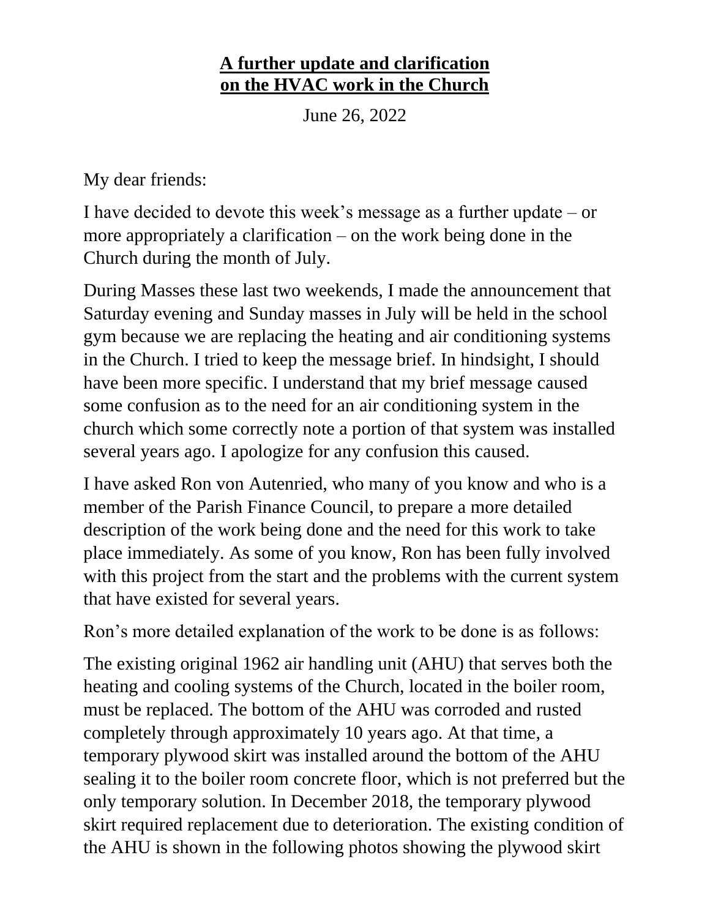# **A further update and clarification on the HVAC work in the Church**

June 26, 2022

My dear friends:

I have decided to devote this week's message as a further update – or more appropriately a clarification – on the work being done in the Church during the month of July.

During Masses these last two weekends, I made the announcement that Saturday evening and Sunday masses in July will be held in the school gym because we are replacing the heating and air conditioning systems in the Church. I tried to keep the message brief. In hindsight, I should have been more specific. I understand that my brief message caused some confusion as to the need for an air conditioning system in the church which some correctly note a portion of that system was installed several years ago. I apologize for any confusion this caused.

I have asked Ron von Autenried, who many of you know and who is a member of the Parish Finance Council, to prepare a more detailed description of the work being done and the need for this work to take place immediately. As some of you know, Ron has been fully involved with this project from the start and the problems with the current system that have existed for several years.

Ron's more detailed explanation of the work to be done is as follows:

The existing original 1962 air handling unit (AHU) that serves both the heating and cooling systems of the Church, located in the boiler room, must be replaced. The bottom of the AHU was corroded and rusted completely through approximately 10 years ago. At that time, a temporary plywood skirt was installed around the bottom of the AHU sealing it to the boiler room concrete floor, which is not preferred but the only temporary solution. In December 2018, the temporary plywood skirt required replacement due to deterioration. The existing condition of the AHU is shown in the following photos showing the plywood skirt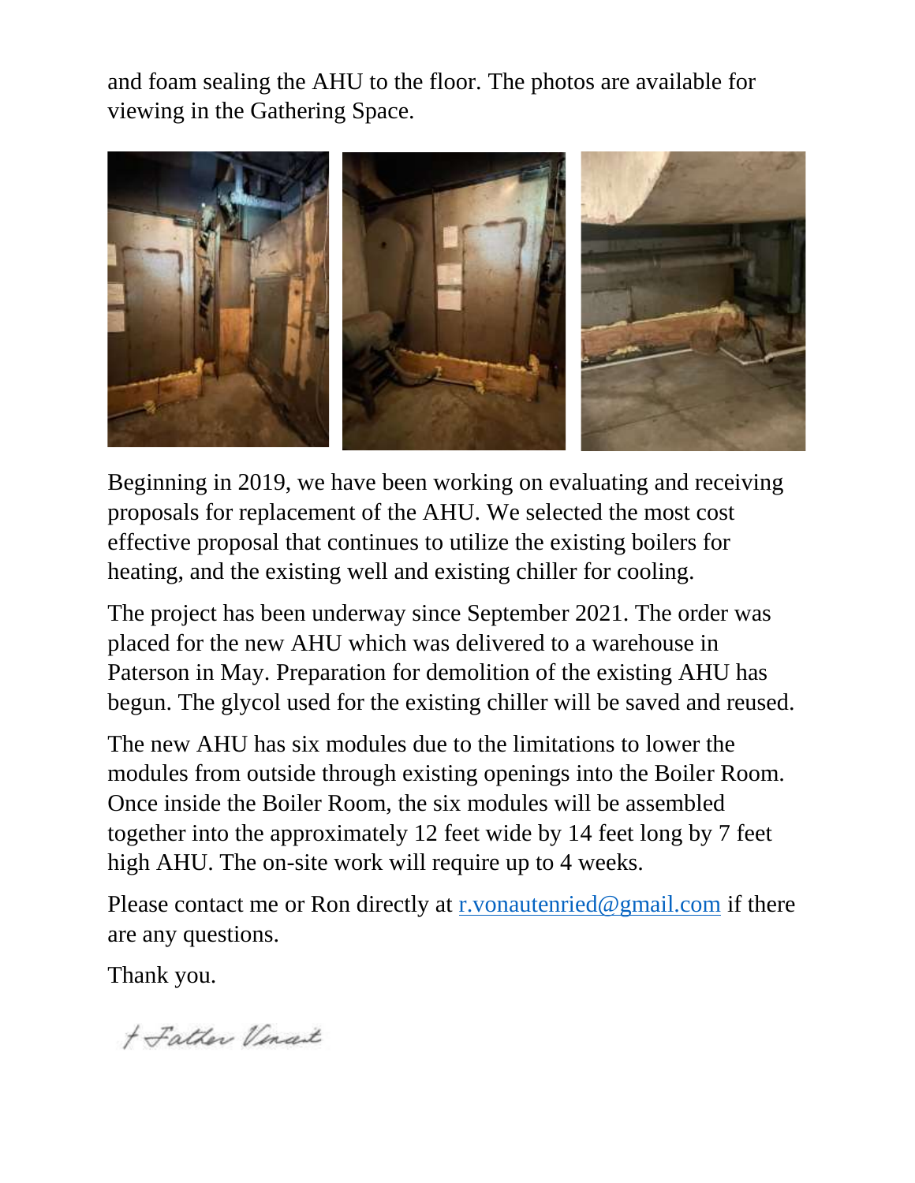and foam sealing the AHU to the floor. The photos are available for viewing in the Gathering Space.

Beginning in 2019, we have been working on evaluating and receiving proposals for replacement of the AHU. We selected the most cost effective proposal that continues to utilize the existing boilers for heating, and the existing well and existing chiller for cooling.

The project has been underway since September 2021. The order was placed for the new AHU which was delivered to a warehouse in Paterson in May. Preparation for demolition of the existing AHU has begun. The glycol used for the existing chiller will be saved and reused.

The new AHU has six modules due to the limitations to lower the modules from outside through existing openings into the Boiler Room. Once inside the Boiler Room, the six modules will be assembled together into the approximately 12 feet wide by 14 feet long by 7 feet high AHU. The on-site work will require up to 4 weeks.

Please contact me or Ron directly at r.vonautenried@gmail.com if there are any questions.

Thank you.

† Father Vinat